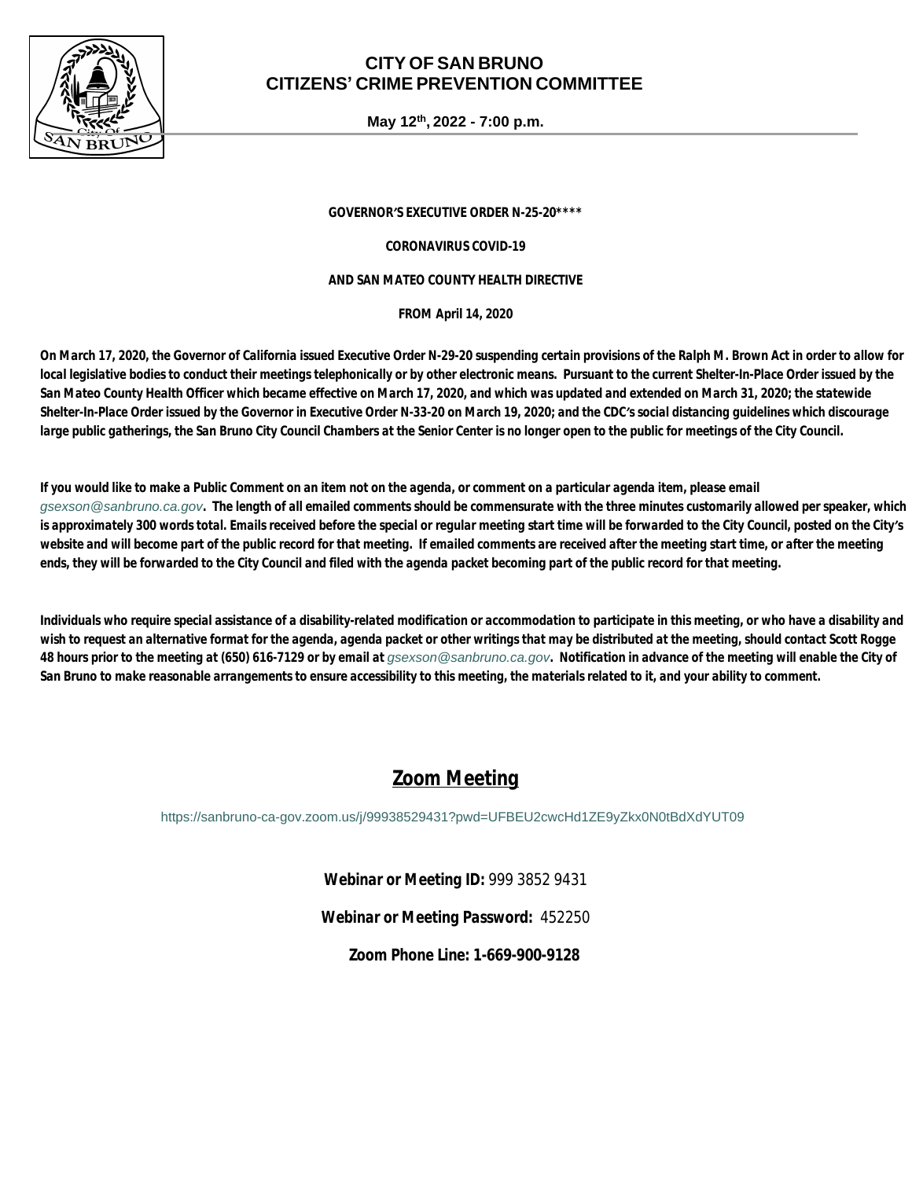# CITY OF SAN BRUNO
# CITIZENS' CRIME PREVENTION COMMITTEE

**May 12th, 2022 - 7:00 p.m.**

**GOVERNOR'S EXECUTIVE ORDER N-25-20****

**CORONAVIRUS COVID-19**

**AND SAN MATEO COUNTY HEALTH DIRECTIVE**

**FROM April 14, 2020**

**On March 17, 2020, the Governor of California issued Executive Order N-29-20 suspending certain provisions of the Ralph M. Brown Act in order to allow for local legislative bodies to conduct their meetings telephonically or by other electronic means. Pursuant to the current Shelter-In-Place Order issued by the San Mateo County Health Officer which became effective on March 17, 2020, and which was updated and extended on March 31, 2020; the statewide Shelter-In-Place Order issued by the Governor in Executive Order N-33-20 on March 19, 2020; and the CDC's social distancing guidelines which discourage large public gatherings, the San Bruno City Council Chambers at the Senior Center is no longer open to the public for meetings of the City Council.**

**If you would like to make a Public Comment on an item not on the agenda, or comment on a particular agenda item, please email** *gsexson@sanbruno.ca.gov*. **The length of all emailed comments should be commensurate with the three minutes customarily allowed per speaker, which is approximately 300 words total. Emails received before the special or regular meeting start time will be forwarded to the City Council, posted on the City's website and will become part of the public record for that meeting. If emailed comments are received after the meeting start time, or after the meeting ends, they will be forwarded to the City Council and filed with the agenda packet becoming part of the public record for that meeting.**

**Individuals who require special assistance of a disability-related modification or accommodation to participate in this meeting, or who have a disability and wish to request an alternative format for the agenda, agenda packet or other writings that may be distributed at the meeting, should contact Scott Rogge 48 hours prior to the meeting at (650) 616-7129 or by email at** *gsexson@sanbruno.ca.gov*. **Notification in advance of the meeting will enable the City of San Bruno to make reasonable arrangements to ensure accessibility to this meeting, the materials related to it, and your ability to comment.**

## Zoom Meeting

https://sanbruno-ca-gov.zoom.us/j/99938529431?pwd=UFBEU2cwcHd1ZE9yZkx0N0tBdXdYUT09

**Webinar or Meeting ID:** 999 3852 9431

**Webinar or Meeting Password:** 452250

**Zoom Phone Line: 1-669-900-9128**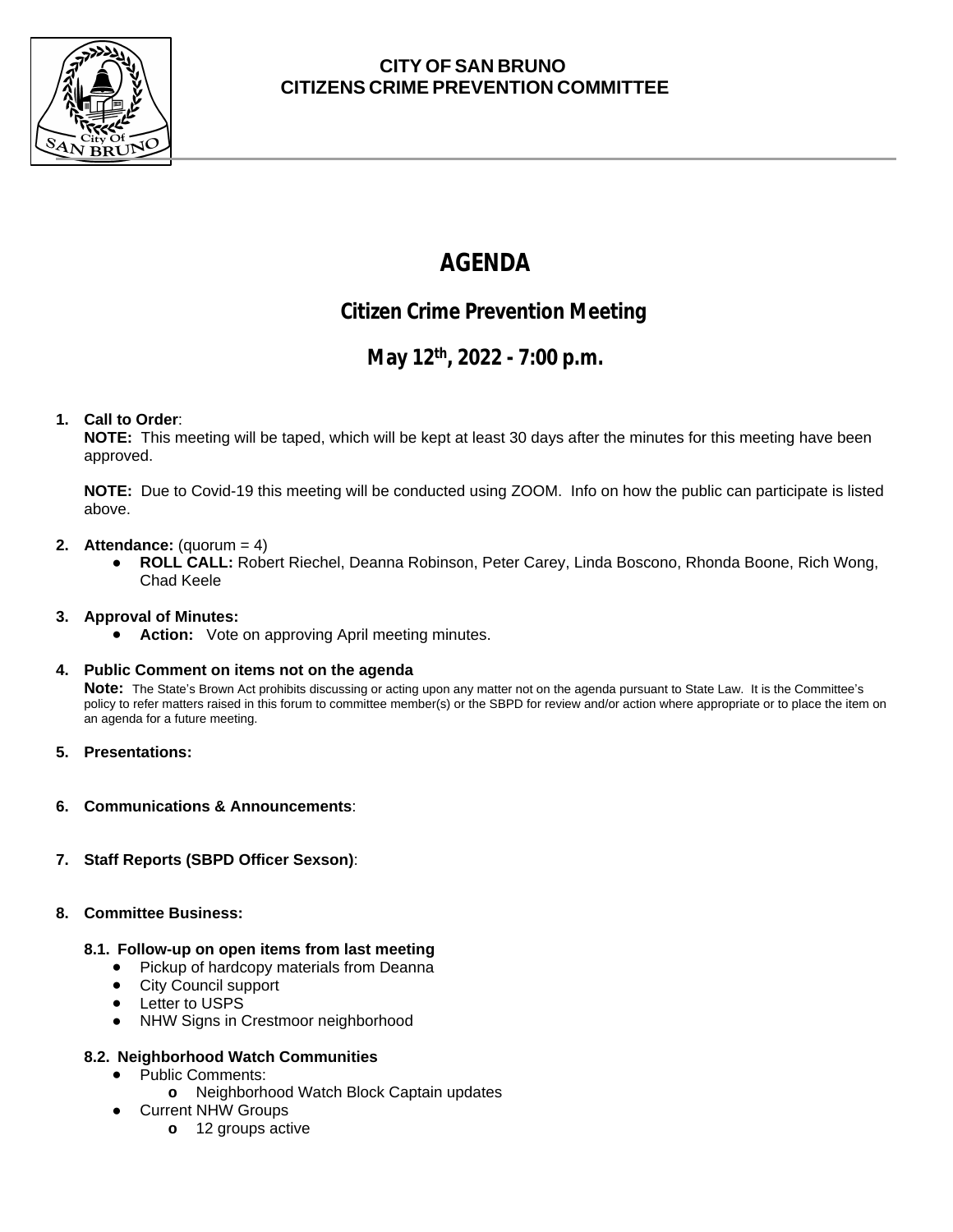**CITY OF SAN BRUNO**
**CITIZENS CRIME PREVENTION COMMITTEE**

# AGENDA

## Citizen Crime Prevention Meeting

## May 12th, 2022 - 7:00 p.m.

1. **Call to Order**:
   **NOTE:** This meeting will be taped, which will be kept at least 30 days after the minutes for this meeting have been approved.

   **NOTE:** Due to Covid-19 this meeting will be conducted using ZOOM. Info on how the public can participate is listed above.

2. **Attendance:** (quorum = 4)
   - **ROLL CALL:** Robert Riechel, Deanna Robinson, Peter Carey, Linda Boscono, Rhonda Boone, Rich Wong, Chad Keele

3. **Approval of Minutes:**
   - **Action:** Vote on approving April meeting minutes.

4. **Public Comment on items not on the agenda**
   **Note:** The State's Brown Act prohibits discussing or acting upon any matter not on the agenda pursuant to State Law. It is the Committee's policy to refer matters raised in this forum to committee member(s) or the SBPD for review and/or action where appropriate or to place the item on an agenda for a future meeting.

5. **Presentations:**

6. **Communications & Announcements**:

7. **Staff Reports (SBPD Officer Sexson)**:

8. **Committee Business:**

   **8.1. Follow-up on open items from last meeting**
   - Pickup of hardcopy materials from Deanna
   - City Council support
   - Letter to USPS
   - NHW Signs in Crestmoor neighborhood

   **8.2. Neighborhood Watch Communities**
   - Public Comments:
     - Neighborhood Watch Block Captain updates
   - Current NHW Groups
     - 12 groups active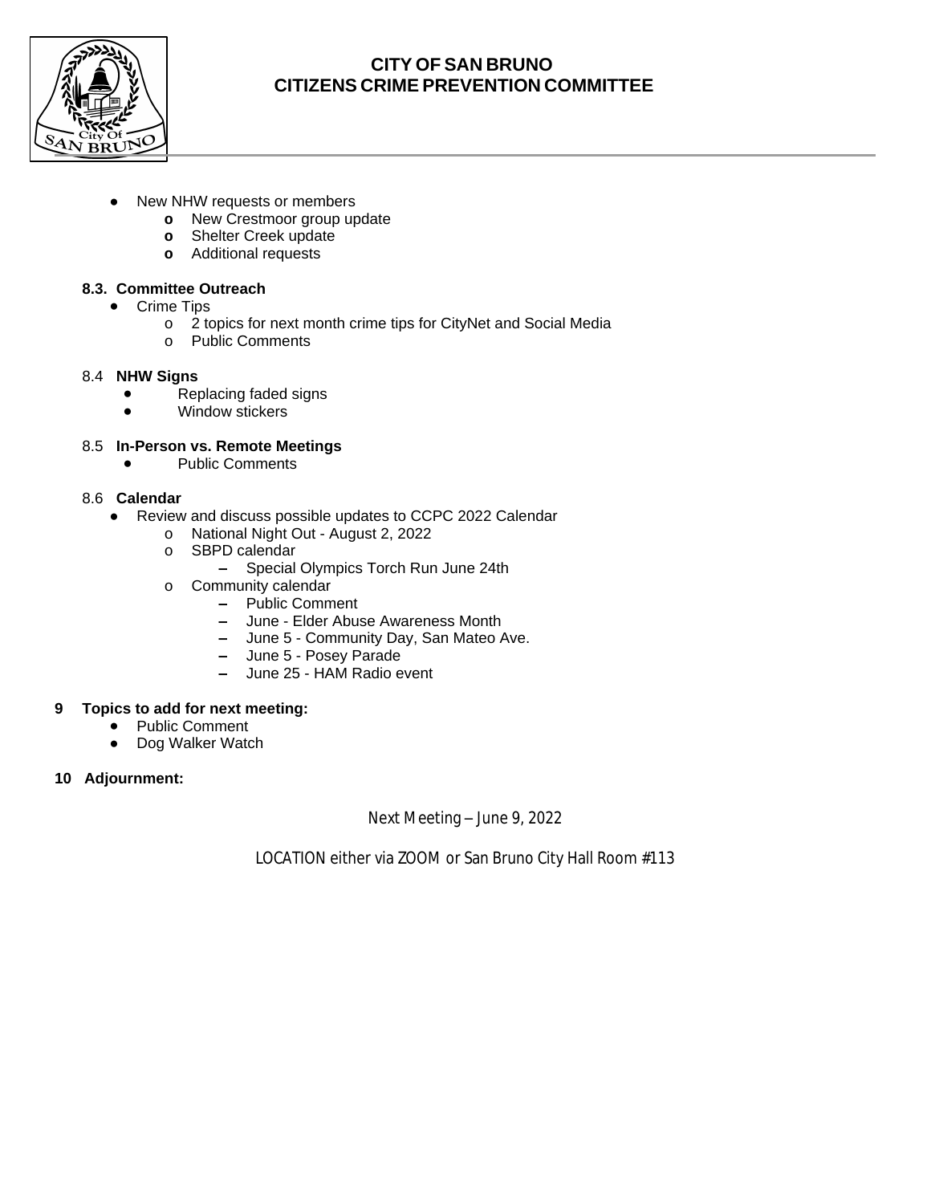**CITY OF SAN BRUNO**
**CITIZENS CRIME PREVENTION COMMITTEE**

- New NHW requests or members
  - New Crestmoor group update
  - Shelter Creek update
  - Additional requests

**8.3. Committee Outreach**

- Crime Tips
  - 2 topics for next month crime tips for CityNet and Social Media
  - Public Comments

8.4 **NHW Signs**

- Replacing faded signs
- Window stickers

8.5 **In-Person vs. Remote Meetings**

- Public Comments

8.6 **Calendar**

- Review and discuss possible updates to CCPC 2022 Calendar
  - National Night Out - August 2, 2022
  - SBPD calendar
    - Special Olympics Torch Run June 24th
  - Community calendar
    - Public Comment
    - June - Elder Abuse Awareness Month
    - June 5 - Community Day, San Mateo Ave.
    - June 5 - Posey Parade
    - June 25 - HAM Radio event

**9 Topics to add for next meeting:**

- Public Comment
- Dog Walker Watch

**10 Adjournment:**

Next Meeting – June 9, 2022

LOCATION either via ZOOM or San Bruno City Hall Room #113